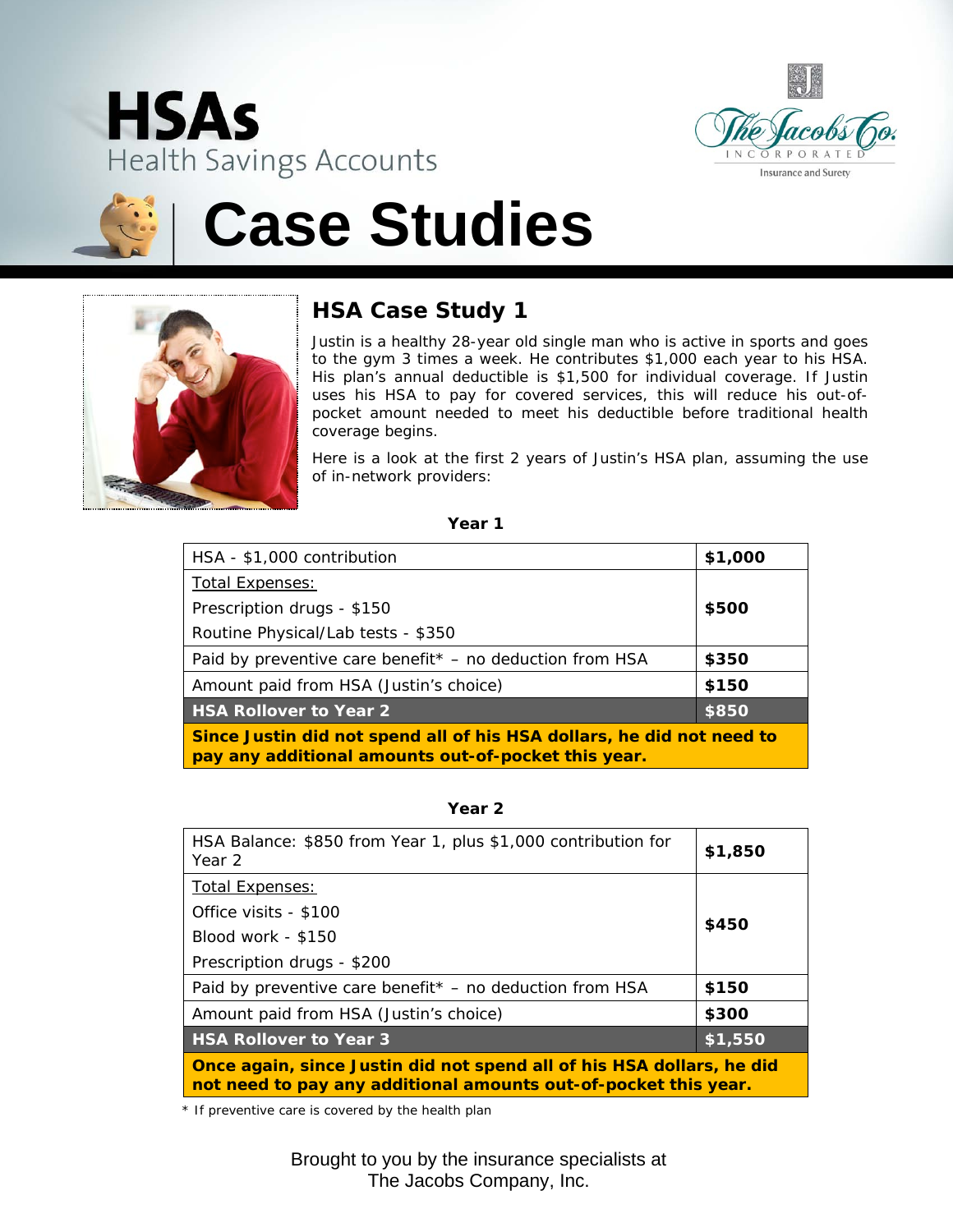# HSAs

Health Savings Accounts

The Jacobs Co. INCORPORATED Insurance and Surety

# Case Studies

## HSA Case Study 1

Justin is a healthy 28-year old single man who is active in sports and goes to the gym 3 times a week. He contributes $1,000 each year to his HSA. His plan's annual deductible is $1,500 for individual coverage. If Justin uses his HSA to pay for covered services, this will reduce his out-of-pocket amount needed to meet his deductible before traditional health coverage begins.

Here is a look at the first 2 years of Justin's HSA plan, assuming the use of in-network providers:

**Year 1**

| | |
|---|---|
| HSA - $1,000 contribution | **$1,000** |
| Total Expenses:<br>Prescription drugs - $150<br>Routine Physical/Lab tests - $350 | **$500** |
| Paid by preventive care benefit* – no deduction from HSA | **$350** |
| Amount paid from HSA (Justin's choice) | **$150** |
| **HSA Rollover to Year 2** | **$850** |
| **Since Justin did not spend all of his HSA dollars, he did not need to pay any additional amounts out-of-pocket this year.** | |

**Year 2**

| | |
|---|---|
| HSA Balance: $850 from Year 1, plus $1,000 contribution for Year 2 | **$1,850** |
| Total Expenses:<br>Office visits - $100<br>Blood work - $150<br>Prescription drugs - $200 | **$450** |
| Paid by preventive care benefit* – no deduction from HSA | **$150** |
| Amount paid from HSA (Justin's choice) | **$300** |
| **HSA Rollover to Year 3** | **$1,550** |
| **Once again, since Justin did not spend all of his HSA dollars, he did not need to pay any additional amounts out-of-pocket this year.** | |

\* If preventive care is covered by the health plan

Brought to you by the insurance specialists at
The Jacobs Company, Inc.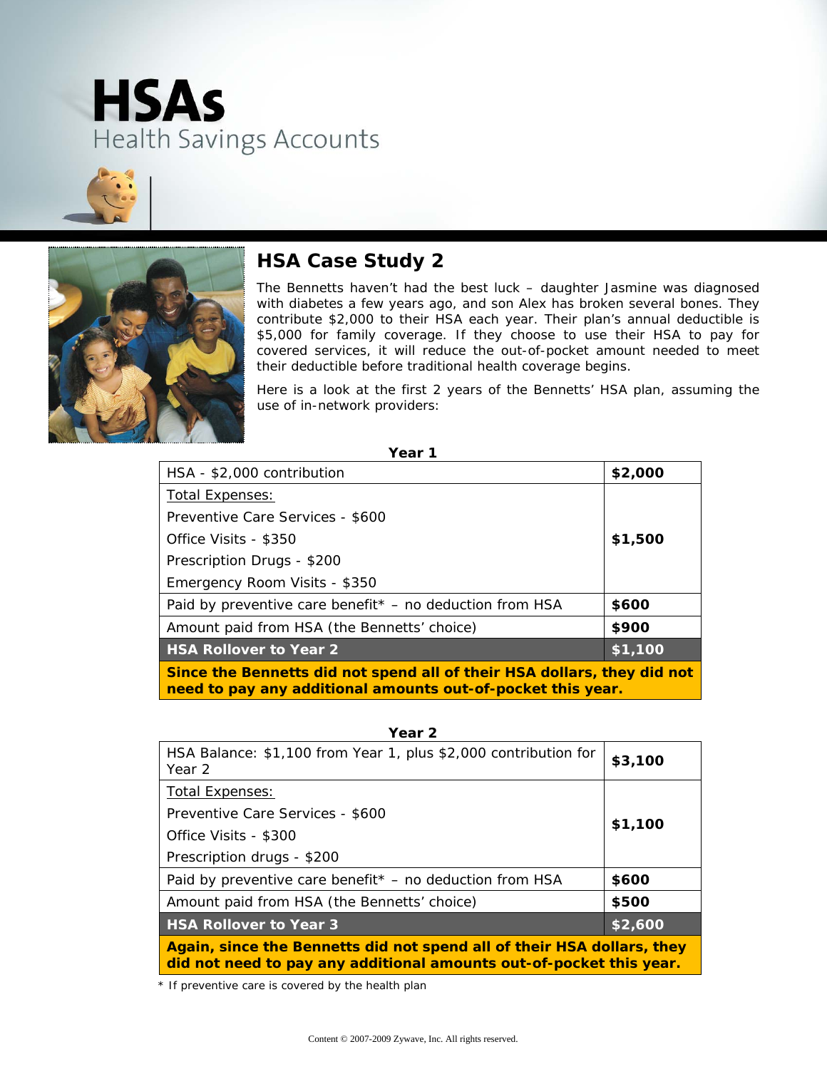# HSAs

Health Savings Accounts

## HSA Case Study 2

The Bennetts haven't had the best luck – daughter Jasmine was diagnosed with diabetes a few years ago, and son Alex has broken several bones. They contribute $2,000 to their HSA each year. Their plan's annual deductible is $5,000 for family coverage. If they choose to use their HSA to pay for covered services, it will reduce the out-of-pocket amount needed to meet their deductible before traditional health coverage begins.

Here is a look at the first 2 years of the Bennetts' HSA plan, assuming the use of in-network providers:

**Year 1**

| | |
|---|---|
| HSA - $2,000 contribution | **$2,000** |
| Total Expenses:<br>Preventive Care Services - $600<br>Office Visits - $350<br>Prescription Drugs - $200<br>Emergency Room Visits - $350 | **$1,500** |
| Paid by preventive care benefit* – no deduction from HSA | **$600** |
| Amount paid from HSA (the Bennetts' choice) | **$900** |
| **HSA Rollover to Year 2** | **$1,100** |
| **Since the Bennetts did not spend all of their HSA dollars, they did not need to pay any additional amounts out-of-pocket this year.** | |

**Year 2**

| | |
|---|---|
| HSA Balance: $1,100 from Year 1, plus $2,000 contribution for Year 2 | **$3,100** |
| Total Expenses:<br>Preventive Care Services - $600<br>Office Visits - $300<br>Prescription drugs - $200 | **$1,100** |
| Paid by preventive care benefit* – no deduction from HSA | **$600** |
| Amount paid from HSA (the Bennetts' choice) | **$500** |
| **HSA Rollover to Year 3** | **$2,600** |
| **Again, since the Bennetts did not spend all of their HSA dollars, they did not need to pay any additional amounts out-of-pocket this year.** | |

* If preventive care is covered by the health plan

Content © 2007-2009 Zywave, Inc. All rights reserved.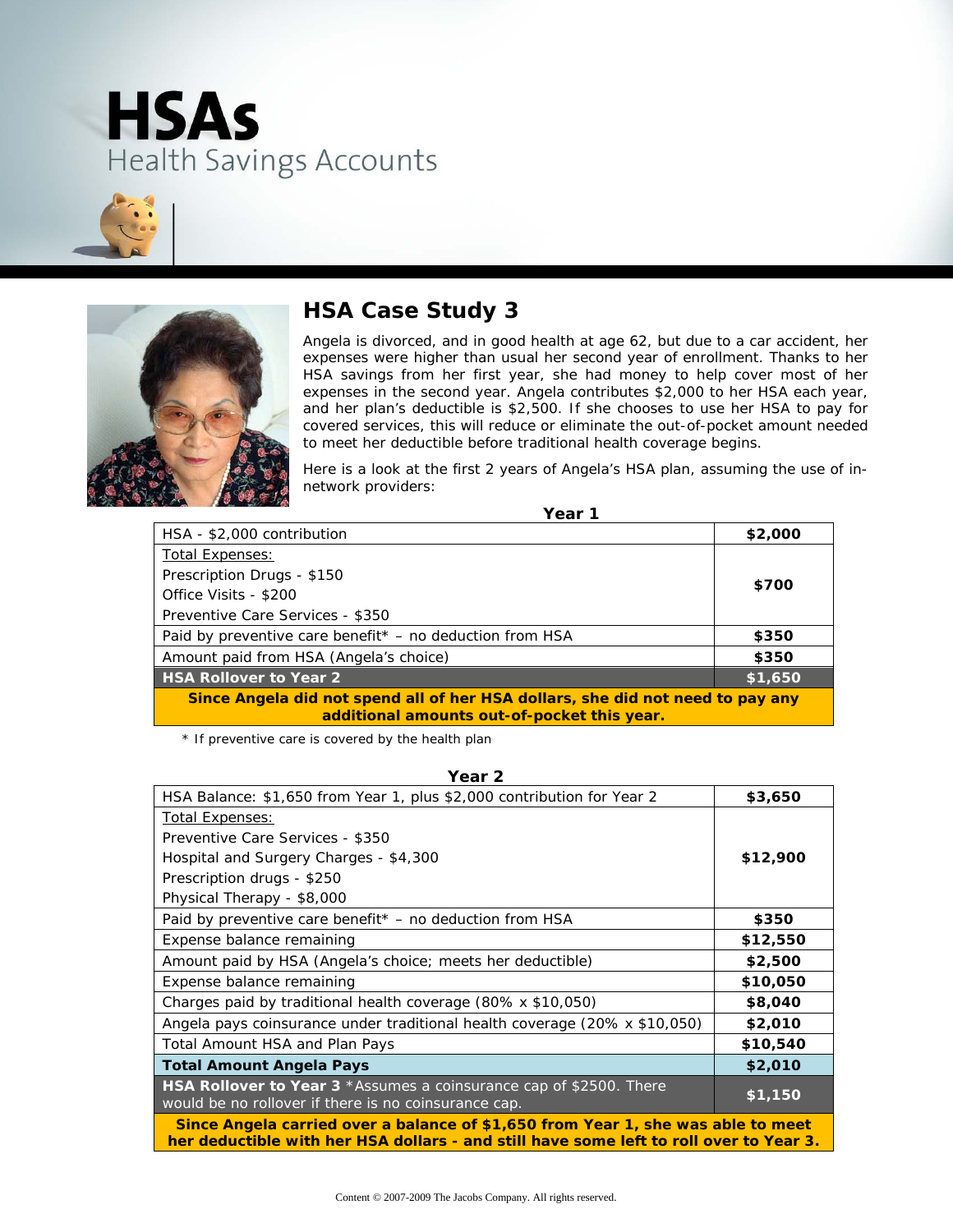# HSAs

Health Savings Accounts

## HSA Case Study 3

Angela is divorced, and in good health at age 62, but due to a car accident, her expenses were higher than usual her second year of enrollment. Thanks to her HSA savings from her first year, she had money to help cover most of her expenses in the second year. Angela contributes $2,000 to her HSA each year, and her plan's deductible is $2,500. If she chooses to use her HSA to pay for covered services, this will reduce or eliminate the out-of-pocket amount needed to meet her deductible before traditional health coverage begins.

Here is a look at the first 2 years of Angela's HSA plan, assuming the use of in-network providers:

**Year 1**

| | |
|---|---|
| HSA - $2,000 contribution | **$2,000** |
| Total Expenses:<br>Prescription Drugs - $150<br>Office Visits - $200<br>Preventive Care Services - $350 | **$700** |
| Paid by preventive care benefit* – no deduction from HSA | **$350** |
| Amount paid from HSA (Angela's choice) | **$350** |
| **HSA Rollover to Year 2** | **$1,650** |
| **Since Angela did not spend all of her HSA dollars, she did not need to pay any additional amounts out-of-pocket this year.** | |

\* If preventive care is covered by the health plan

**Year 2**

| | |
|---|---|
| HSA Balance: $1,650 from Year 1, plus $2,000 contribution for Year 2 | **$3,650** |
| Total Expenses:<br>Preventive Care Services - $350<br>Hospital and Surgery Charges - $4,300<br>Prescription drugs - $250<br>Physical Therapy - $8,000 | **$12,900** |
| Paid by preventive care benefit* – no deduction from HSA | **$350** |
| Expense balance remaining | **$12,550** |
| Amount paid by HSA (Angela's choice; meets her deductible) | **$2,500** |
| Expense balance remaining | **$10,050** |
| Charges paid by traditional health coverage (80% x $10,050) | **$8,040** |
| Angela pays coinsurance under traditional health coverage (20% x $10,050) | **$2,010** |
| Total Amount HSA and Plan Pays | **$10,540** |
| **Total Amount Angela Pays** | **$2,010** |
| **HSA Rollover to Year 3** *Assumes a coinsurance cap of $2500. There would be no rollover if there is no coinsurance cap. | **$1,150** |
| **Since Angela carried over a balance of $1,650 from Year 1, she was able to meet her deductible with her HSA dollars - and still have some left to roll over to Year 3.** | |

Content © 2007-2009 The Jacobs Company. All rights reserved.